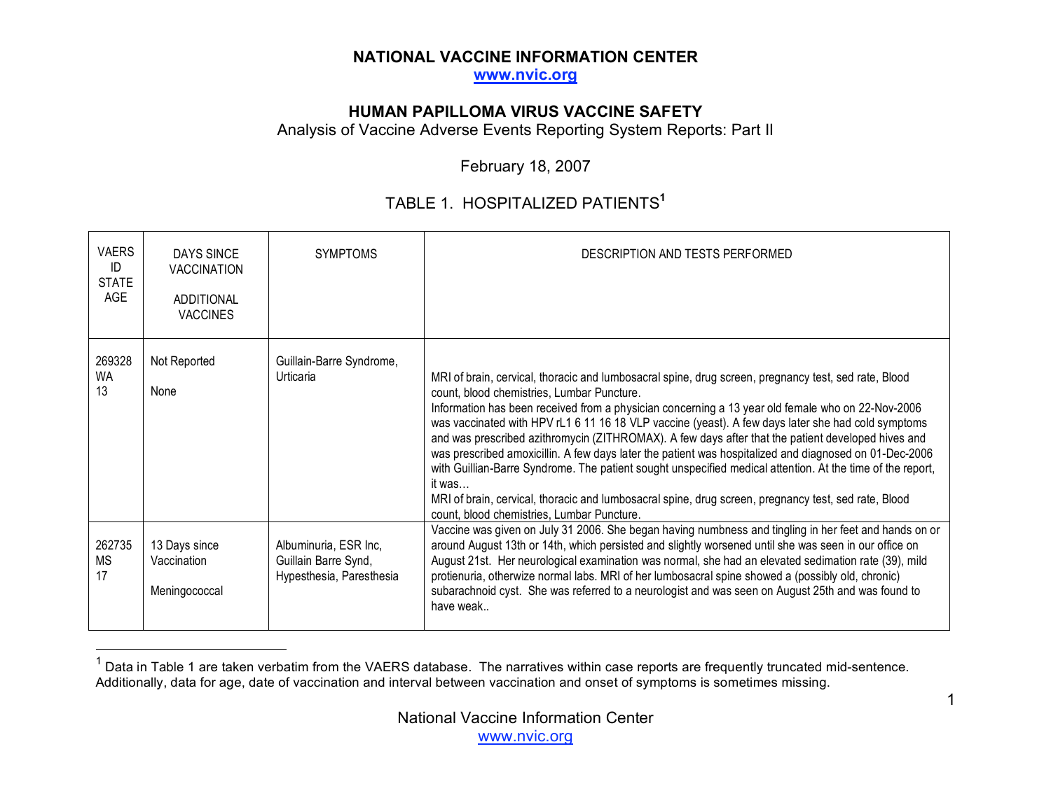# NATIONAL VACCINE INFORMATION CENTER

www.nvic.org

## HUMAN PAPILLOMA VIRUS VACCINE SAFETY

Analysis of Vaccine Adverse Events Reporting System Reports: Part II

February 18, 2007

### TABLE 1. HOSPITALIZED PATIENTS[1]

| VAERS ID STATE AGE | DAYS SINCE VACCINATION ADDITIONAL VACCINES | SYMPTOMS | DESCRIPTION AND TESTS PERFORMED |
|---|---|---|---|
| 269328 WA 13 | Not Reported None | Guillain-Barre Syndrome, Urticaria | MRI of brain, cervical, thoracic and lumbosacral spine, drug screen, pregnancy test, sed rate, Blood count, blood chemistries, Lumbar Puncture. Information has been received from a physician concerning a 13 year old female who on 22-Nov-2006 was vaccinated with HPV rL1 6 11 16 18 VLP vaccine (yeast). A few days later she had cold symptoms and was prescribed azithromycin (ZITHROMAX). A few days after that the patient developed hives and was prescribed amoxicillin. A few days later the patient was hospitalized and diagnosed on 01-Dec-2006 with Guillian-Barre Syndrome. The patient sought unspecified medical attention. At the time of the report, it was… MRI of brain, cervical, thoracic and lumbosacral spine, drug screen, pregnancy test, sed rate, Blood count, blood chemistries, Lumbar Puncture. |
| 262735 MS 17 | 13 Days since Vaccination Meningococcal | Albuminuria, ESR Inc, Guillain Barre Synd, Hypesthesia, Paresthesia | Vaccine was given on July 31 2006. She began having numbness and tingling in her feet and hands on or around August 13th or 14th, which persisted and slightly worsened until she was seen in our office on August 21st. Her neurological examination was normal, she had an elevated sedimentation rate (39), mild protienuria, otherwize normal labs. MRI of her lumbosacral spine showed a (possibly old, chronic) subarachnoid cyst. She was referred to a neurologist and was seen on August 25th and was found to have weak.. |

[1] Data in Table 1 are taken verbatim from the VAERS database. The narratives within case reports are frequently truncated mid-sentence. Additionally, data for age, date of vaccination and interval between vaccination and onset of symptoms is sometimes missing.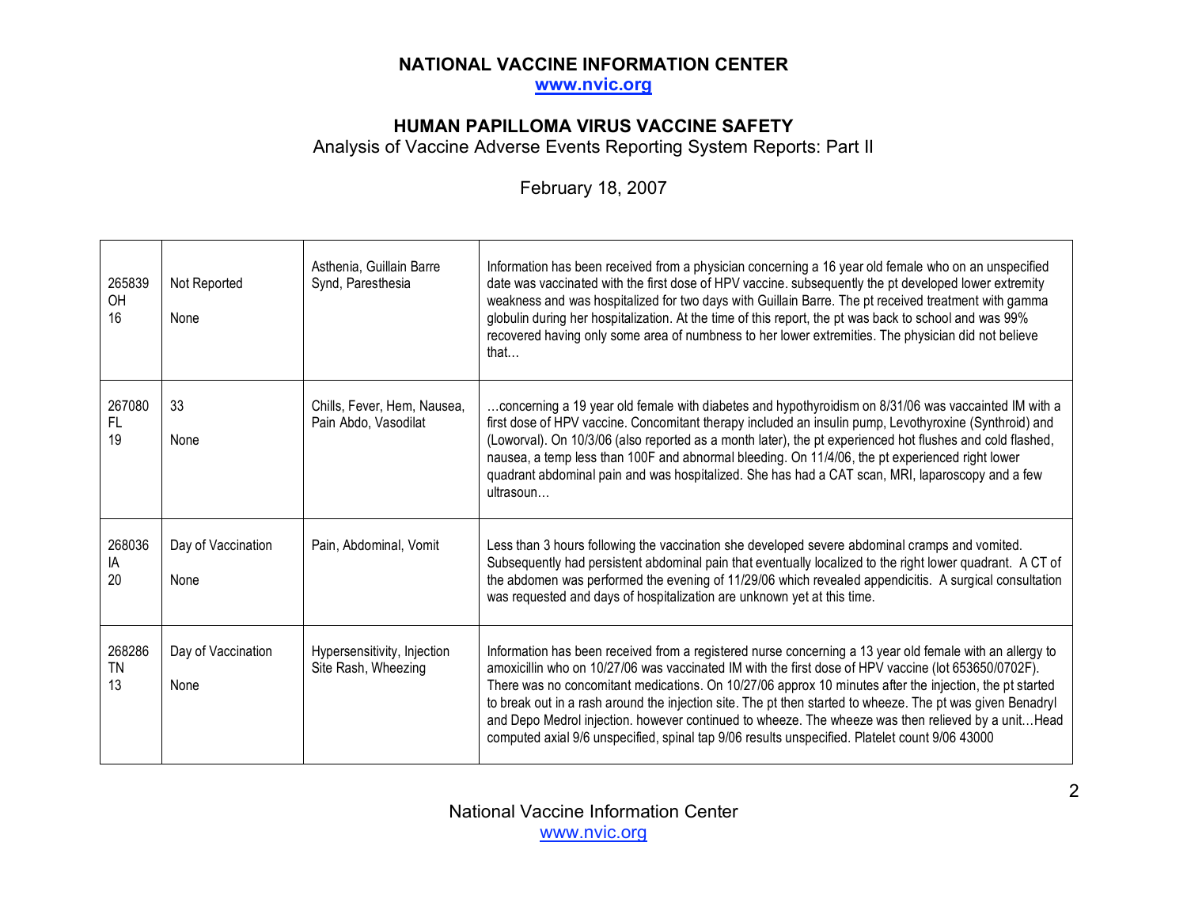# NATIONAL VACCINE INFORMATION CENTER

www.nvic.org

## HUMAN PAPILLOMA VIRUS VACCINE SAFETY

Analysis of Vaccine Adverse Events Reporting System Reports: Part II

February 18, 2007

| | | | |
|---|---|---|---|
| 265839<br>OH<br>16 | Not Reported<br><br>None | Asthenia, Guillain Barre Synd, Paresthesia | Information has been received from a physician concerning a 16 year old female who on an unspecified date was vaccinated with the first dose of HPV vaccine. subsequently the pt developed lower extremity weakness and was hospitalized for two days with Guillain Barre. The pt received treatment with gamma globulin during her hospitalization. At the time of this report, the pt was back to school and was 99% recovered having only some area of numbness to her lower extremities. The physician did not believe that… |
| 267080<br>FL<br>19 | 33<br><br>None | Chills, Fever, Hem, Nausea, Pain Abdo, Vasodilat | …concerning a 19 year old female with diabetes and hypothyroidism on 8/31/06 was vaccainted IM with a first dose of HPV vaccine. Concomitant therapy included an insulin pump, Levothyroxine (Synthroid) and (Loworval). On 10/3/06 (also reported as a month later), the pt experienced hot flushes and cold flashed, nausea, a temp less than 100F and abnormal bleeding. On 11/4/06, the pt experienced right lower quadrant abdominal pain and was hospitalized. She has had a CAT scan, MRI, laparoscopy and a few ultrasoun… |
| 268036<br>IA<br>20 | Day of Vaccination<br><br>None | Pain, Abdominal, Vomit | Less than 3 hours following the vaccination she developed severe abdominal cramps and vomited. Subsequently had persistent abdominal pain that eventually localized to the right lower quadrant. A CT of the abdomen was performed the evening of 11/29/06 which revealed appendicitis. A surgical consultation was requested and days of hospitalization are unknown yet at this time. |
| 268286<br>TN<br>13 | Day of Vaccination<br><br>None | Hypersensitivity, Injection Site Rash, Wheezing | Information has been received from a registered nurse concerning a 13 year old female with an allergy to amoxicillin who on 10/27/06 was vaccinated IM with the first dose of HPV vaccine (lot 653650/0702F). There was no concomitant medications. On 10/27/06 approx 10 minutes after the injection, the pt started to break out in a rash around the injection site. The pt then started to wheeze. The pt was given Benadryl and Depo Medrol injection. however continued to wheeze. The wheeze was then relieved by a unit…Head computed axial 9/6 unspecified, spinal tap 9/06 results unspecified. Platelet count 9/06 43000 |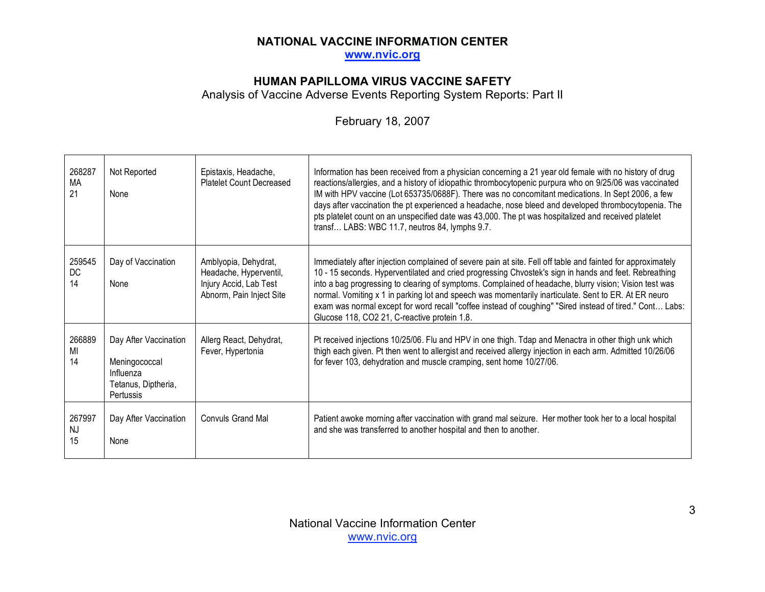| | | | |
|---|---|---|---|
| 268287<br>MA<br>21 | Not Reported<br><br>None | Epistaxis, Headache, Platelet Count Decreased | Information has been received from a physician concerning a 21 year old female with no history of drug reactions/allergies, and a history of idiopathic thrombocytopenic purpura who on 9/25/06 was vaccinated IM with HPV vaccine (Lot 653735/0688F). There was no concomitant medications. In Sept 2006, a few days after vaccination the pt experienced a headache, nose bleed and developed thrombocytopenia. The pts platelet count on an unspecified date was 43,000. The pt was hospitalized and received platelet transf… LABS: WBC 11.7, neutros 84, lymphs 9.7. |
| 259545<br>DC<br>14 | Day of Vaccination<br><br>None | Amblyopia, Dehydrat, Headache, Hyperventil, Injury Accid, Lab Test Abnorm, Pain Inject Site | Immediately after injection complained of severe pain at site. Fell off table and fainted for approximately 10 - 15 seconds. Hyperventilated and cried progressing Chvostek's sign in hands and feet. Rebreathing into a bag progressing to clearing of symptoms. Complained of headache, blurry vision; Vision test was normal. Vomiting x 1 in parking lot and speech was momentarily inarticulate. Sent to ER. At ER neuro exam was normal except for word recall "coffee instead of coughing" "Sired instead of tired." Cont… Labs: Glucose 118, CO2 21, C-reactive protein 1.8. |
| 266889<br>MI<br>14 | Day After Vaccination<br><br>Meningococcal<br>Influenza<br>Tetanus, Diptheria, Pertussis | Allerg React, Dehydrat, Fever, Hypertonia | Pt received injections 10/25/06. Flu and HPV in one thigh. Tdap and Menactra in other thigh unk which thigh each given. Pt then went to allergist and received allergy injection in each arm. Admitted 10/26/06 for fever 103, dehydration and muscle cramping, sent home 10/27/06. |
| 267997<br>NJ<br>15 | Day After Vaccination<br><br>None | Convuls Grand Mal | Patient awoke morning after vaccination with grand mal seizure. Her mother took her to a local hospital and she was transferred to another hospital and then to another. |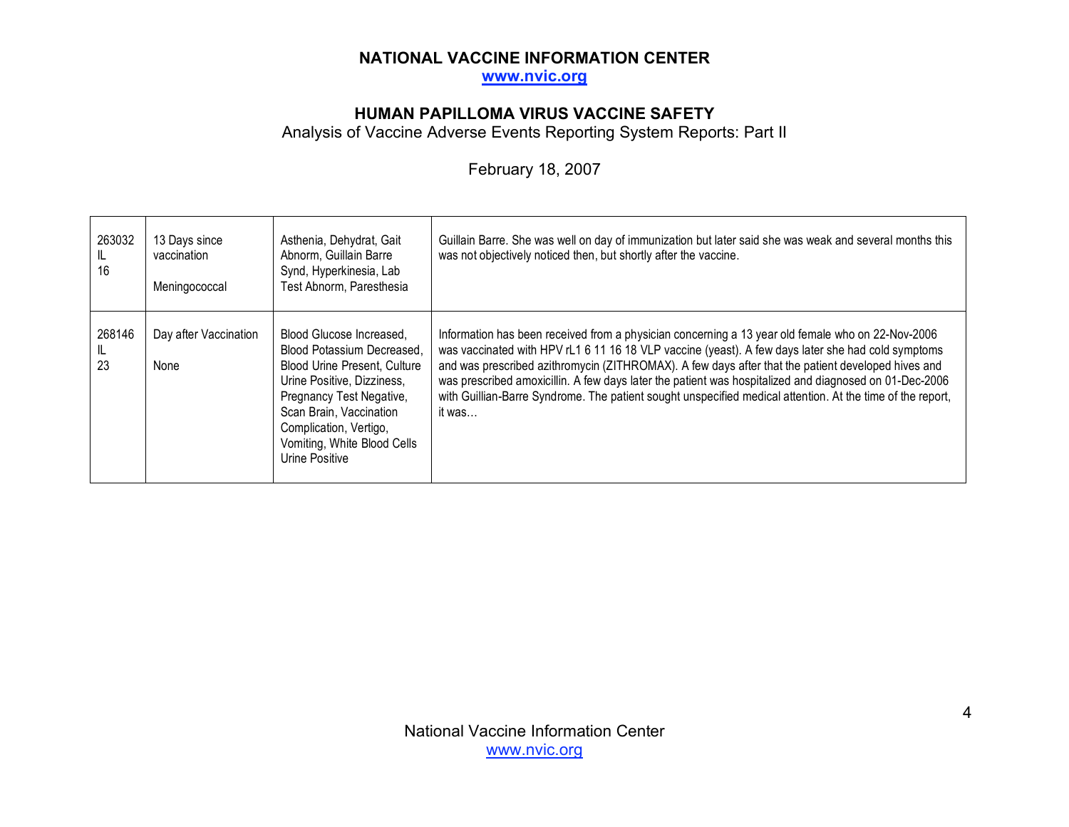| | | | |
|---|---|---|---|
| 263032<br>IL<br>16 | 13 Days since vaccination<br><br>Meningococcal | Asthenia, Dehydrat, Gait Abnorm, Guillain Barre Synd, Hyperkinesia, Lab Test Abnorm, Paresthesia | Guillain Barre. She was well on day of immunization but later said she was weak and several months this was not objectively noticed then, but shortly after the vaccine. |
| 268146<br>IL<br>23 | Day after Vaccination<br><br>None | Blood Glucose Increased, Blood Potassium Decreased, Blood Urine Present, Culture Urine Positive, Dizziness, Pregnancy Test Negative, Scan Brain, Vaccination Complication, Vertigo, Vomiting, White Blood Cells Urine Positive | Information has been received from a physician concerning a 13 year old female who on 22-Nov-2006 was vaccinated with HPV rL1 6 11 16 18 VLP vaccine (yeast). A few days later she had cold symptoms and was prescribed azithromycin (ZITHROMAX). A few days after that the patient developed hives and was prescribed amoxicillin. A few days later the patient was hospitalized and diagnosed on 01-Dec-2006 with Guillian-Barre Syndrome. The patient sought unspecified medical attention. At the time of the report, it was… |